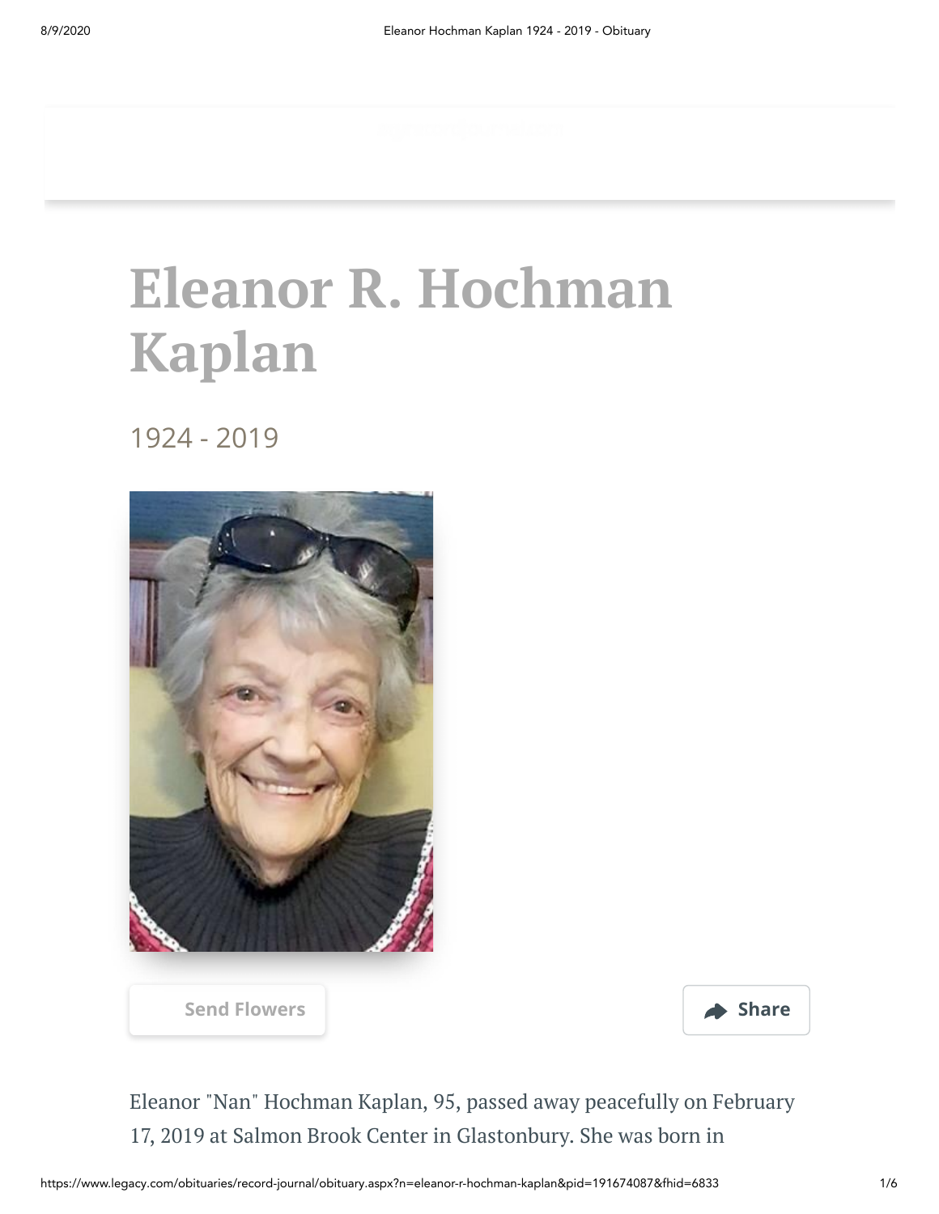# Eleanor R. Hochman Kaplan

1924 - 2019

Send Flowers

Share

Eleanor "Nan" Hochman Kaplan, 95, passed away peacefully on February 17, 2019 at Salmon Brook Center in Glastonbury. She was born in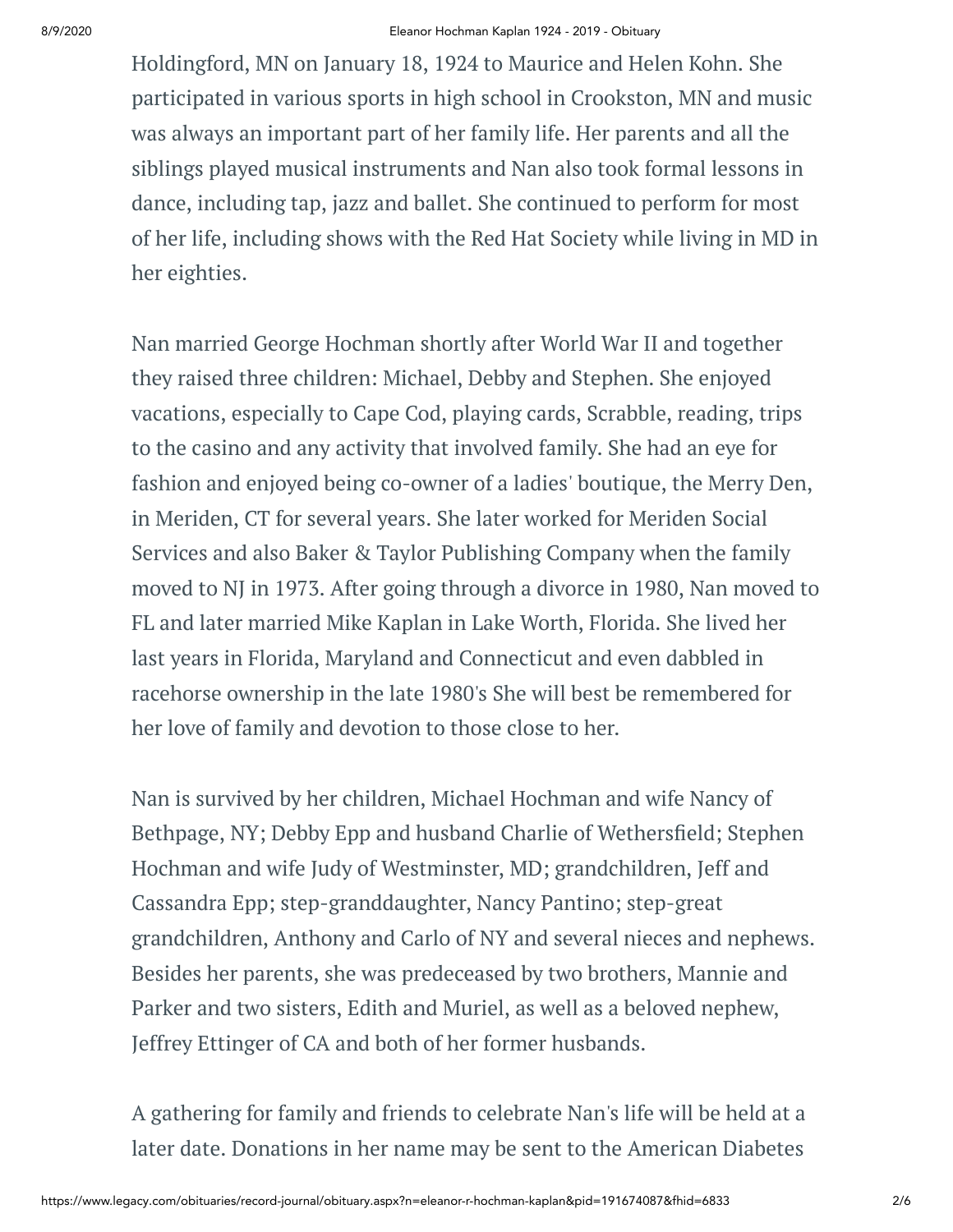Holdingford, MN on January 18, 1924 to Maurice and Helen Kohn. She participated in various sports in high school in Crookston, MN and music was always an important part of her family life. Her parents and all the siblings played musical instruments and Nan also took formal lessons in dance, including tap, jazz and ballet. She continued to perform for most of her life, including shows with the Red Hat Society while living in MD in her eighties.

Nan married George Hochman shortly after World War II and together they raised three children: Michael, Debby and Stephen. She enjoyed vacations, especially to Cape Cod, playing cards, Scrabble, reading, trips to the casino and any activity that involved family. She had an eye for fashion and enjoyed being co-owner of a ladies' boutique, the Merry Den, in Meriden, CT for several years. She later worked for Meriden Social Services and also Baker & Taylor Publishing Company when the family moved to NJ in 1973. After going through a divorce in 1980, Nan moved to FL and later married Mike Kaplan in Lake Worth, Florida. She lived her last years in Florida, Maryland and Connecticut and even dabbled in racehorse ownership in the late 1980's She will best be remembered for her love of family and devotion to those close to her.

Nan is survived by her children, Michael Hochman and wife Nancy of Bethpage, NY; Debby Epp and husband Charlie of Wethersfield; Stephen Hochman and wife Judy of Westminster, MD; grandchildren, Jeff and Cassandra Epp; step-granddaughter, Nancy Pantino; step-great grandchildren, Anthony and Carlo of NY and several nieces and nephews. Besides her parents, she was predeceased by two brothers, Mannie and Parker and two sisters, Edith and Muriel, as well as a beloved nephew, Jeffrey Ettinger of CA and both of her former husbands.

A gathering for family and friends to celebrate Nan's life will be held at a later date. Donations in her name may be sent to the American Diabetes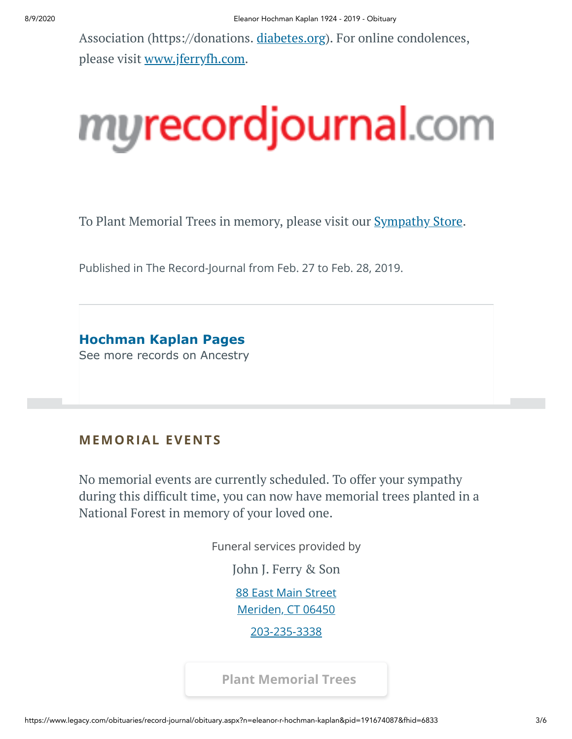Association (https://donations. diabetes.org). For online condolences, please visit www.jferryfh.com.

myrecordjournal.com

To Plant Memorial Trees in memory, please visit our Sympathy Store.

Published in The Record-Journal from Feb. 27 to Feb. 28, 2019.

**Hochman Kaplan Pages**
See more records on Ancestry

## MEMORIAL EVENTS

No memorial events are currently scheduled. To offer your sympathy during this difficult time, you can now have memorial trees planted in a National Forest in memory of your loved one.

Funeral services provided by

John J. Ferry & Son

88 East Main Street
Meriden, CT 06450

203-235-3338

Plant Memorial Trees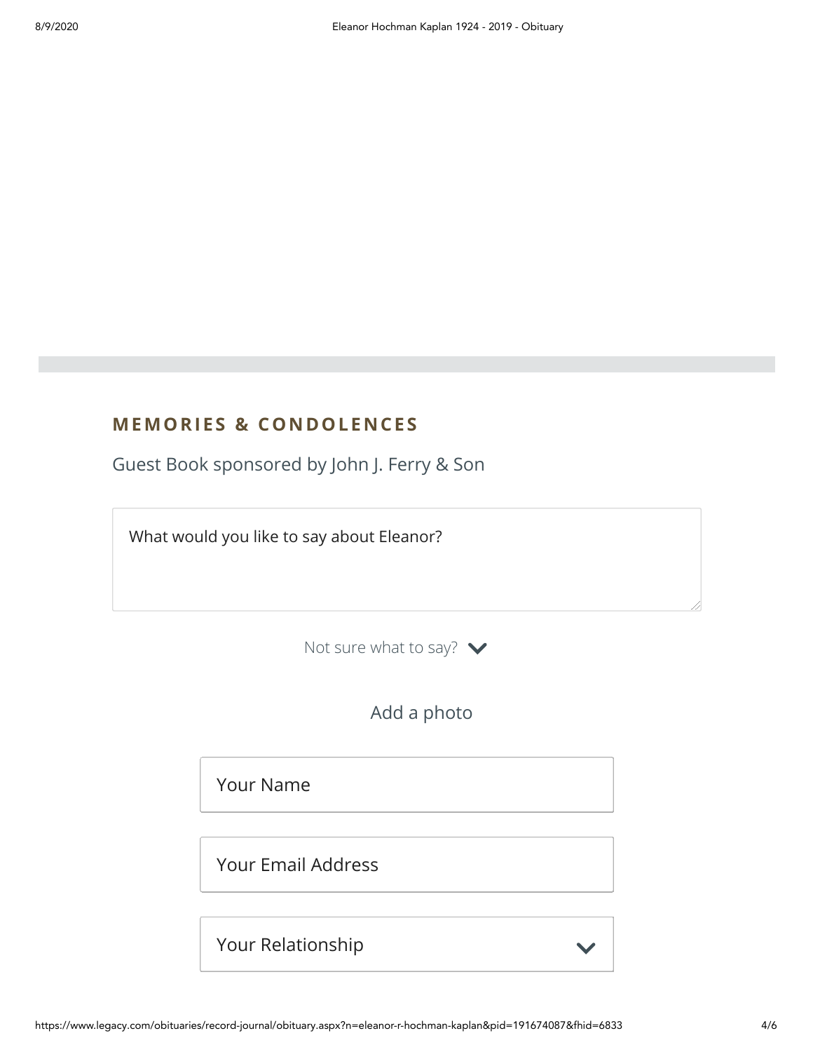## MEMORIES & CONDOLENCES

Guest Book sponsored by John J. Ferry & Son

What would you like to say about Eleanor?

Not sure what to say?

Add a photo

Your Name

Your Email Address

Your Relationship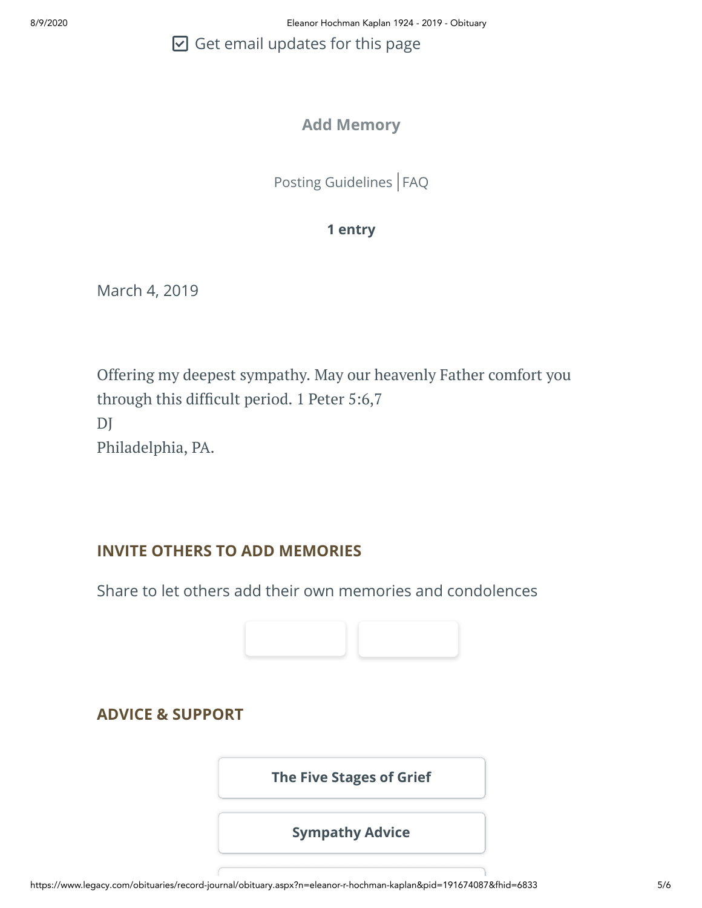☑ Get email updates for this page

**Add Memory**

Posting Guidelines | FAQ

**1 entry**

March 4, 2019

Offering my deepest sympathy. May our heavenly Father comfort you through this difficult period. 1 Peter 5:6,7
DJ
Philadelphia, PA.

## INVITE OTHERS TO ADD MEMORIES

Share to let others add their own memories and condolences

## ADVICE & SUPPORT

**The Five Stages of Grief**

**Sympathy Advice**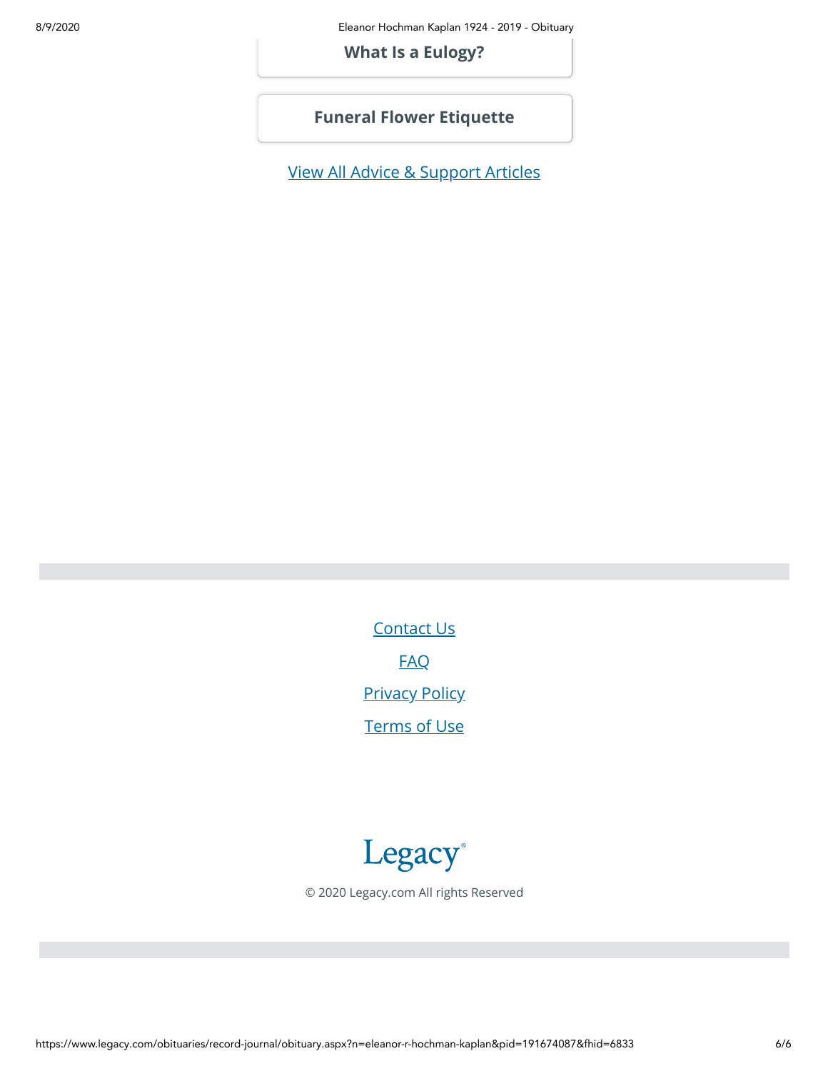**What Is a Eulogy?**

**Funeral Flower Etiquette**

View All Advice & Support Articles

Contact Us

FAQ

Privacy Policy

Terms of Use

Legacy®

© 2020 Legacy.com All rights Reserved